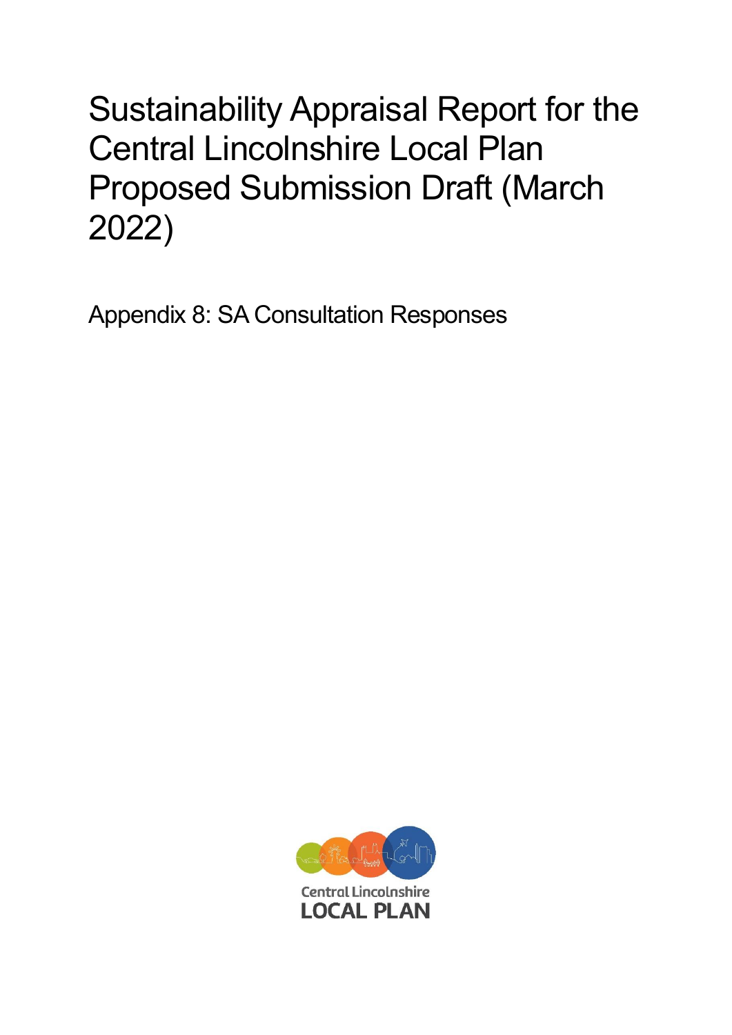# Sustainability Appraisal Report for the Central Lincolnshire Local Plan Proposed Submission Draft (March 2022)

Appendix 8: SA Consultation Responses

Central Lincolnshire
LOCAL PLAN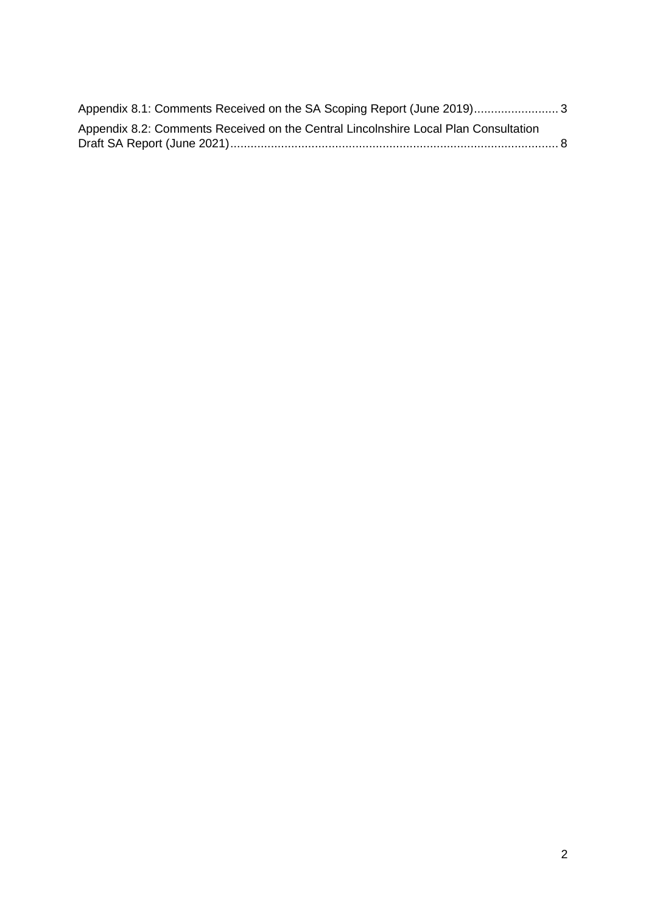Appendix 8.1: Comments Received on the SA Scoping Report (June 2019)......................... 3

Appendix 8.2: Comments Received on the Central Lincolnshire Local Plan Consultation Draft SA Report (June 2021)................................................................................................ 8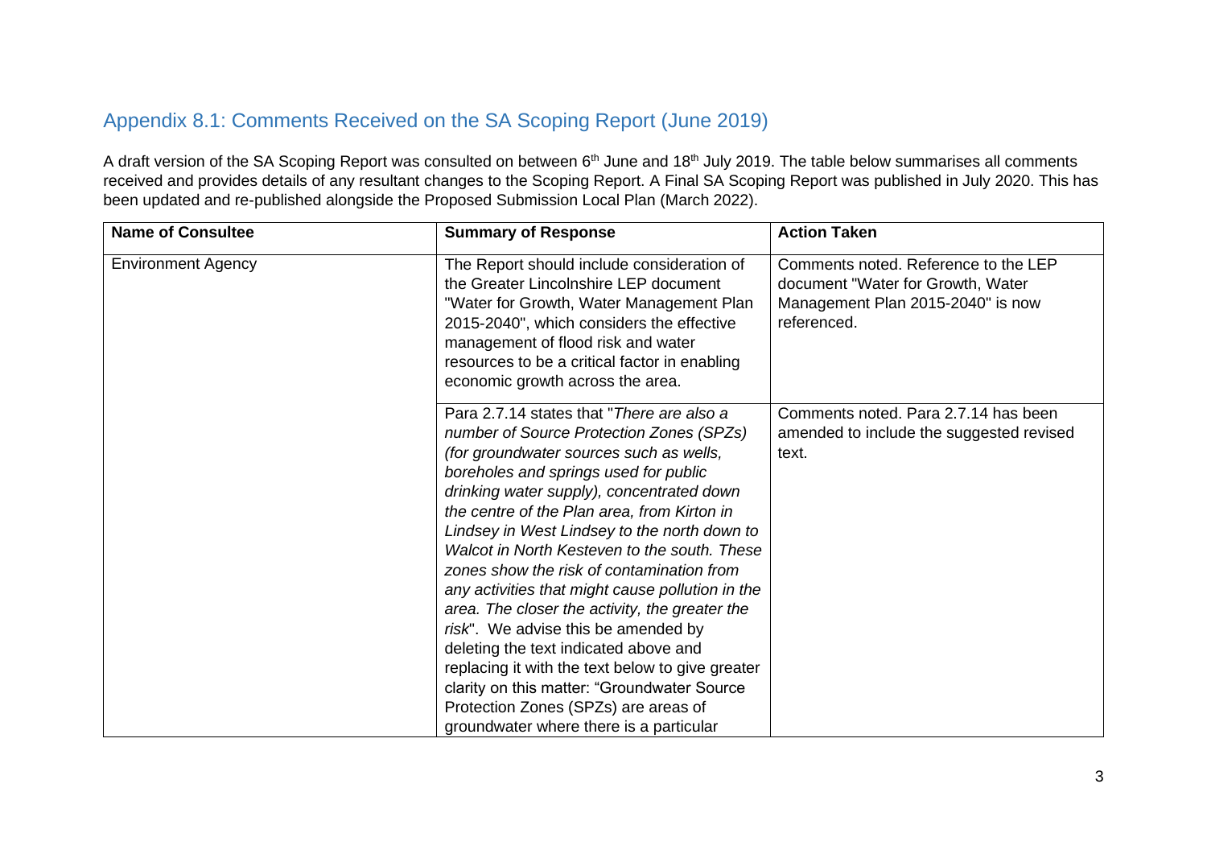## Appendix 8.1: Comments Received on the SA Scoping Report (June 2019)

A draft version of the SA Scoping Report was consulted on between 6th June and 18th July 2019. The table below summarises all comments received and provides details of any resultant changes to the Scoping Report. A Final SA Scoping Report was published in July 2020. This has been updated and re-published alongside the Proposed Submission Local Plan (March 2022).

| Name of Consultee | Summary of Response | Action Taken |
|---|---|---|
| Environment Agency | The Report should include consideration of the Greater Lincolnshire LEP document "Water for Growth, Water Management Plan 2015-2040", which considers the effective management of flood risk and water resources to be a critical factor in enabling economic growth across the area. | Comments noted. Reference to the LEP document "Water for Growth, Water Management Plan 2015-2040" is now referenced. |
| | Para 2.7.14 states that "*There are also a number of Source Protection Zones (SPZs) (for groundwater sources such as wells, boreholes and springs used for public drinking water supply), concentrated down the centre of the Plan area, from Kirton in Lindsey in West Lindsey to the north down to Walcot in North Kesteven to the south. These zones show the risk of contamination from any activities that might cause pollution in the area. The closer the activity, the greater the risk*". We advise this be amended by deleting the text indicated above and replacing it with the text below to give greater clarity on this matter: "Groundwater Source Protection Zones (SPZs) are areas of groundwater where there is a particular | Comments noted. Para 2.7.14 has been amended to include the suggested revised text. |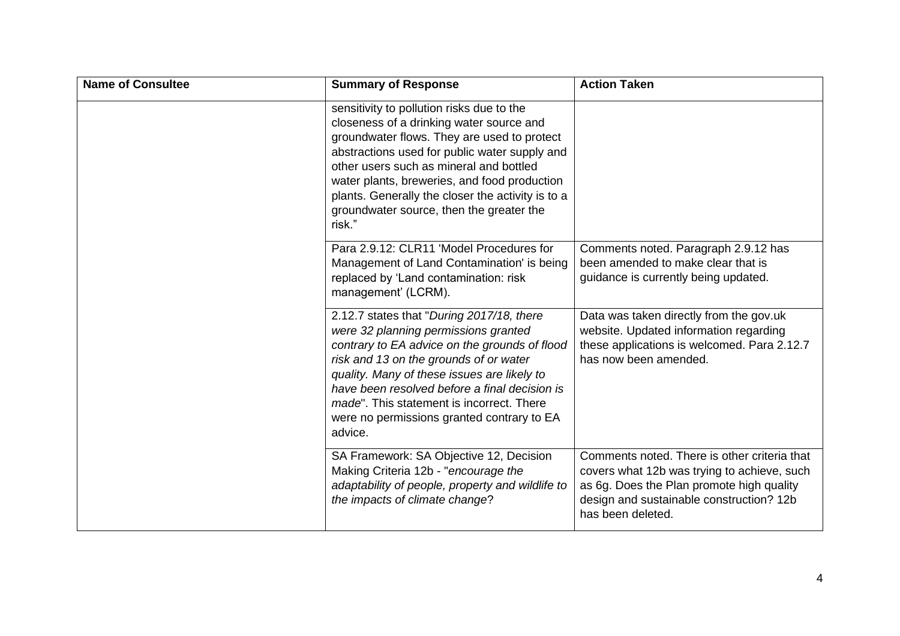| Name of Consultee | Summary of Response | Action Taken |
| --- | --- | --- |
| | sensitivity to pollution risks due to the closeness of a drinking water source and groundwater flows. They are used to protect abstractions used for public water supply and other users such as mineral and bottled water plants, breweries, and food production plants. Generally the closer the activity is to a groundwater source, then the greater the risk." | |
| | Para 2.9.12: CLR11 'Model Procedures for Management of Land Contamination' is being replaced by 'Land contamination: risk management' (LCRM). | Comments noted. Paragraph 2.9.12 has been amended to make clear that is guidance is currently being updated. |
| | 2.12.7 states that "*During 2017/18, there were 32 planning permissions granted contrary to EA advice on the grounds of flood risk and 13 on the grounds of or water quality. Many of these issues are likely to have been resolved before a final decision is made*". This statement is incorrect. There were no permissions granted contrary to EA advice. | Data was taken directly from the gov.uk website. Updated information regarding these applications is welcomed. Para 2.12.7 has now been amended. |
| | SA Framework: SA Objective 12, Decision Making Criteria 12b - "*encourage the adaptability of people, property and wildlife to the impacts of climate change*? | Comments noted. There is other criteria that covers what 12b was trying to achieve, such as 6g. Does the Plan promote high quality design and sustainable construction? 12b has been deleted. |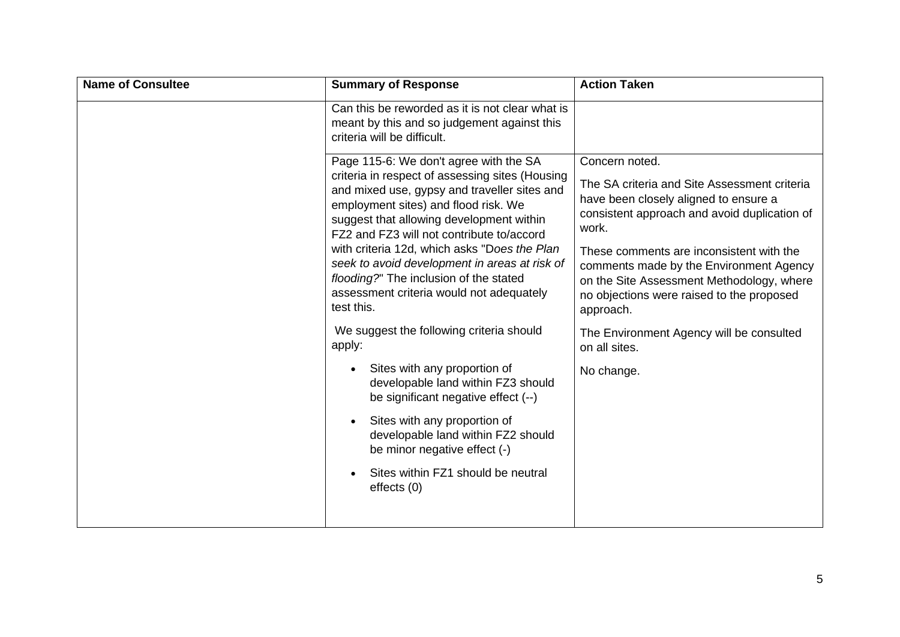| Name of Consultee | Summary of Response | Action Taken |
| --- | --- | --- |
| | Can this be reworded as it is not clear what is meant by this and so judgement against this criteria will be difficult. | |
| | Page 115-6: We don't agree with the SA criteria in respect of assessing sites (Housing and mixed use, gypsy and traveller sites and employment sites) and flood risk. We suggest that allowing development within FZ2 and FZ3 will not contribute to/accord with criteria 12d, which asks "D*oes the Plan seek to avoid development in areas at risk of flooding?*" The inclusion of the stated assessment criteria would not adequately test this.<br><br>We suggest the following criteria should apply:<br><br>• Sites with any proportion of developable land within FZ3 should be significant negative effect (--)<br>• Sites with any proportion of developable land within FZ2 should be minor negative effect (-)<br>• Sites within FZ1 should be neutral effects (0) | Concern noted.<br><br>The SA criteria and Site Assessment criteria have been closely aligned to ensure a consistent approach and avoid duplication of work.<br><br>These comments are inconsistent with the comments made by the Environment Agency on the Site Assessment Methodology, where no objections were raised to the proposed approach.<br><br>The Environment Agency will be consulted on all sites.<br><br>No change. |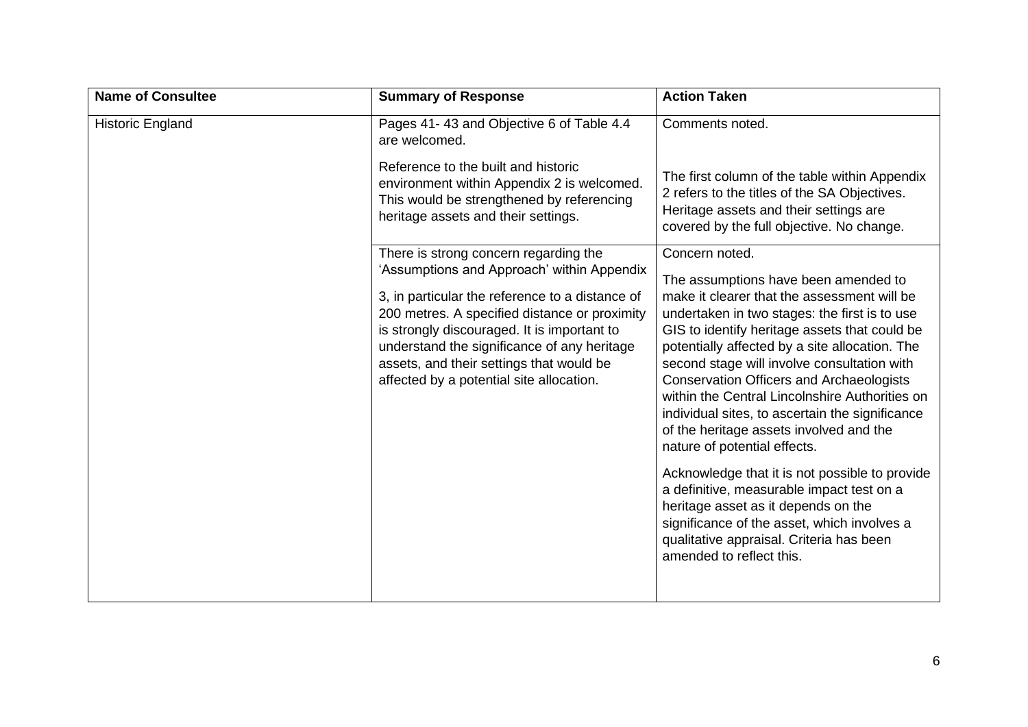| Name of Consultee | Summary of Response | Action Taken |
|---|---|---|
| Historic England | Pages 41- 43 and Objective 6 of Table 4.4 are welcomed.<br><br>Reference to the built and historic environment within Appendix 2 is welcomed. This would be strengthened by referencing heritage assets and their settings. | Comments noted.<br><br>The first column of the table within Appendix 2 refers to the titles of the SA Objectives. Heritage assets and their settings are covered by the full objective. No change. |
| | There is strong concern regarding the 'Assumptions and Approach' within Appendix 3, in particular the reference to a distance of 200 metres. A specified distance or proximity is strongly discouraged. It is important to understand the significance of any heritage assets, and their settings that would be affected by a potential site allocation. | Concern noted.<br><br>The assumptions have been amended to make it clearer that the assessment will be undertaken in two stages: the first is to use GIS to identify heritage assets that could be potentially affected by a site allocation. The second stage will involve consultation with Conservation Officers and Archaeologists within the Central Lincolnshire Authorities on individual sites, to ascertain the significance of the heritage assets involved and the nature of potential effects.<br><br>Acknowledge that it is not possible to provide a definitive, measurable impact test on a heritage asset as it depends on the significance of the asset, which involves a qualitative appraisal. Criteria has been amended to reflect this. |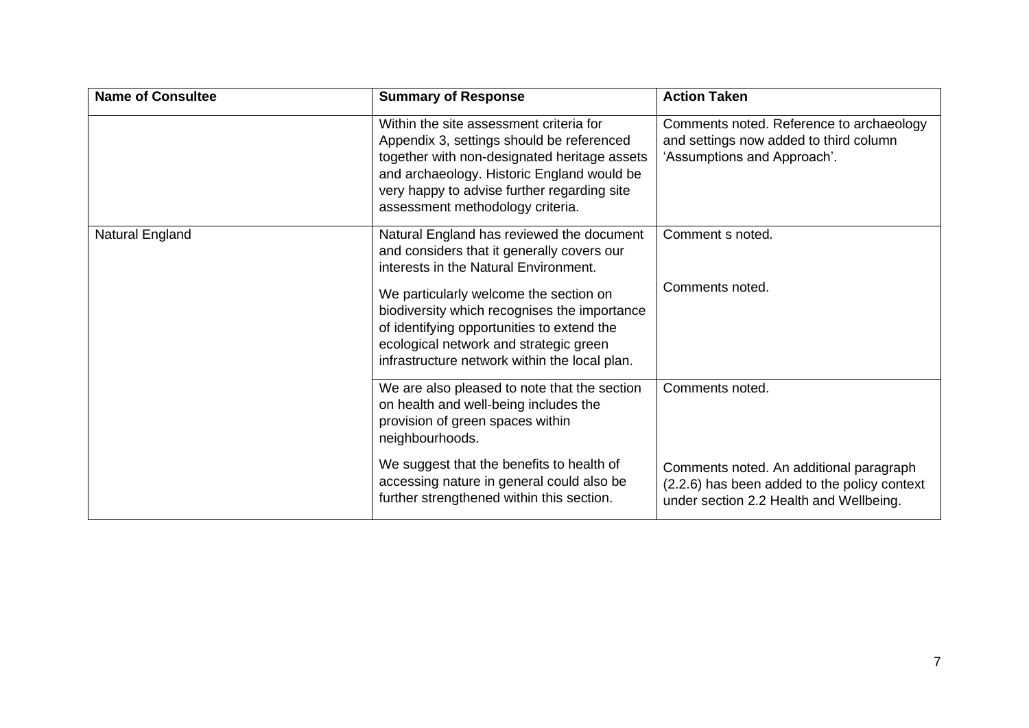| Name of Consultee | Summary of Response | Action Taken |
|---|---|---|
| | Within the site assessment criteria for Appendix 3, settings should be referenced together with non-designated heritage assets and archaeology. Historic England would be very happy to advise further regarding site assessment methodology criteria. | Comments noted. Reference to archaeology and settings now added to third column 'Assumptions and Approach'. |
| Natural England | Natural England has reviewed the document and considers that it generally covers our interests in the Natural Environment. | Comment s noted. |
| | We particularly welcome the section on biodiversity which recognises the importance of identifying opportunities to extend the ecological network and strategic green infrastructure network within the local plan. | Comments noted. |
| | We are also pleased to note that the section on health and well-being includes the provision of green spaces within neighbourhoods. | Comments noted. |
| | We suggest that the benefits to health of accessing nature in general could also be further strengthened within this section. | Comments noted. An additional paragraph (2.2.6) has been added to the policy context under section 2.2 Health and Wellbeing. |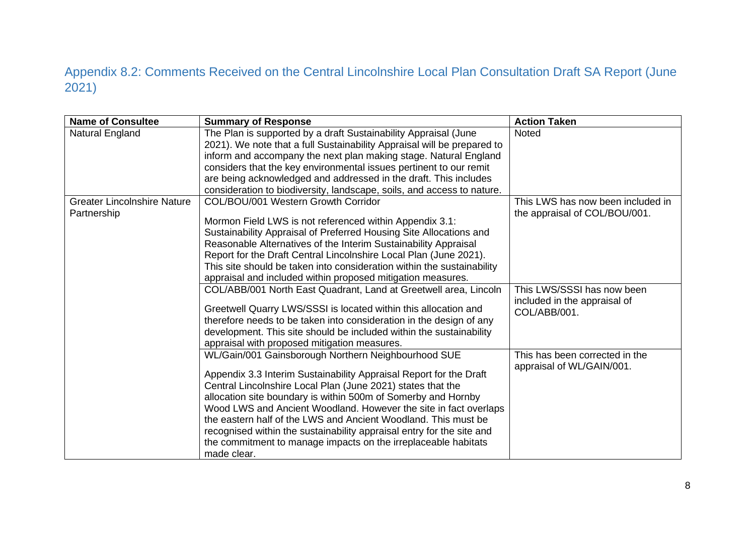## Appendix 8.2: Comments Received on the Central Lincolnshire Local Plan Consultation Draft SA Report (June 2021)

| Name of Consultee | Summary of Response | Action Taken |
|---|---|---|
| Natural England | The Plan is supported by a draft Sustainability Appraisal (June 2021). We note that a full Sustainability Appraisal will be prepared to inform and accompany the next plan making stage. Natural England considers that the key environmental issues pertinent to our remit are being acknowledged and addressed in the draft. This includes consideration to biodiversity, landscape, soils, and access to nature. | Noted |
| Greater Lincolnshire Nature Partnership | COL/BOU/001 Western Growth Corridor<br><br>Mormon Field LWS is not referenced within Appendix 3.1: Sustainability Appraisal of Preferred Housing Site Allocations and Reasonable Alternatives of the Interim Sustainability Appraisal Report for the Draft Central Lincolnshire Local Plan (June 2021). This site should be taken into consideration within the sustainability appraisal and included within proposed mitigation measures. | This LWS has now been included in the appraisal of COL/BOU/001. |
| | COL/ABB/001 North East Quadrant, Land at Greetwell area, Lincoln<br><br>Greetwell Quarry LWS/SSSI is located within this allocation and therefore needs to be taken into consideration in the design of any development. This site should be included within the sustainability appraisal with proposed mitigation measures. | This LWS/SSSI has now been included in the appraisal of COL/ABB/001. |
| | WL/Gain/001 Gainsborough Northern Neighbourhood SUE<br><br>Appendix 3.3 Interim Sustainability Appraisal Report for the Draft Central Lincolnshire Local Plan (June 2021) states that the allocation site boundary is within 500m of Somerby and Hornby Wood LWS and Ancient Woodland. However the site in fact overlaps the eastern half of the LWS and Ancient Woodland. This must be recognised within the sustainability appraisal entry for the site and the commitment to manage impacts on the irreplaceable habitats made clear. | This has been corrected in the appraisal of WL/GAIN/001. |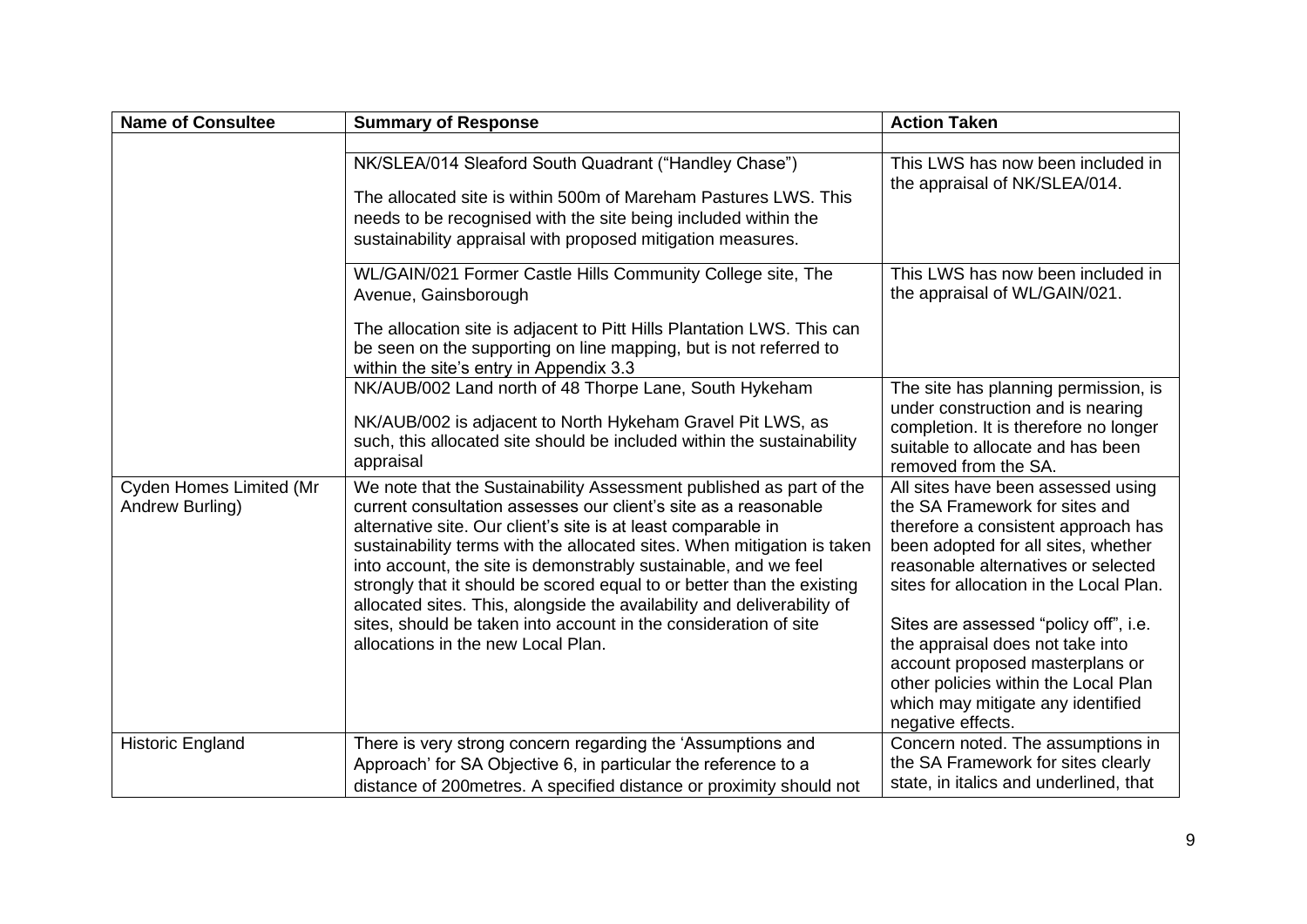| Name of Consultee | Summary of Response | Action Taken |
|---|---|---|
| | | |
| | NK/SLEA/014 Sleaford South Quadrant ("Handley Chase")<br><br>The allocated site is within 500m of Mareham Pastures LWS. This needs to be recognised with the site being included within the sustainability appraisal with proposed mitigation measures. | This LWS has now been included in the appraisal of NK/SLEA/014. |
| | WL/GAIN/021 Former Castle Hills Community College site, The Avenue, Gainsborough<br><br>The allocation site is adjacent to Pitt Hills Plantation LWS. This can be seen on the supporting on line mapping, but is not referred to within the site's entry in Appendix 3.3 | This LWS has now been included in the appraisal of WL/GAIN/021. |
| | NK/AUB/002 Land north of 48 Thorpe Lane, South Hykeham<br><br>NK/AUB/002 is adjacent to North Hykeham Gravel Pit LWS, as such, this allocated site should be included within the sustainability appraisal | The site has planning permission, is under construction and is nearing completion. It is therefore no longer suitable to allocate and has been removed from the SA. |
| Cyden Homes Limited (Mr Andrew Burling) | We note that the Sustainability Assessment published as part of the current consultation assesses our client's site as a reasonable alternative site. Our client's site is at least comparable in sustainability terms with the allocated sites. When mitigation is taken into account, the site is demonstrably sustainable, and we feel strongly that it should be scored equal to or better than the existing allocated sites. This, alongside the availability and deliverability of sites, should be taken into account in the consideration of site allocations in the new Local Plan. | All sites have been assessed using the SA Framework for sites and therefore a consistent approach has been adopted for all sites, whether reasonable alternatives or selected sites for allocation in the Local Plan.<br><br>Sites are assessed "policy off", i.e. the appraisal does not take into account proposed masterplans or other policies within the Local Plan which may mitigate any identified negative effects. |
| Historic England | There is very strong concern regarding the 'Assumptions and Approach' for SA Objective 6, in particular the reference to a distance of 200metres. A specified distance or proximity should not | Concern noted. The assumptions in the SA Framework for sites clearly state, in italics and underlined, that |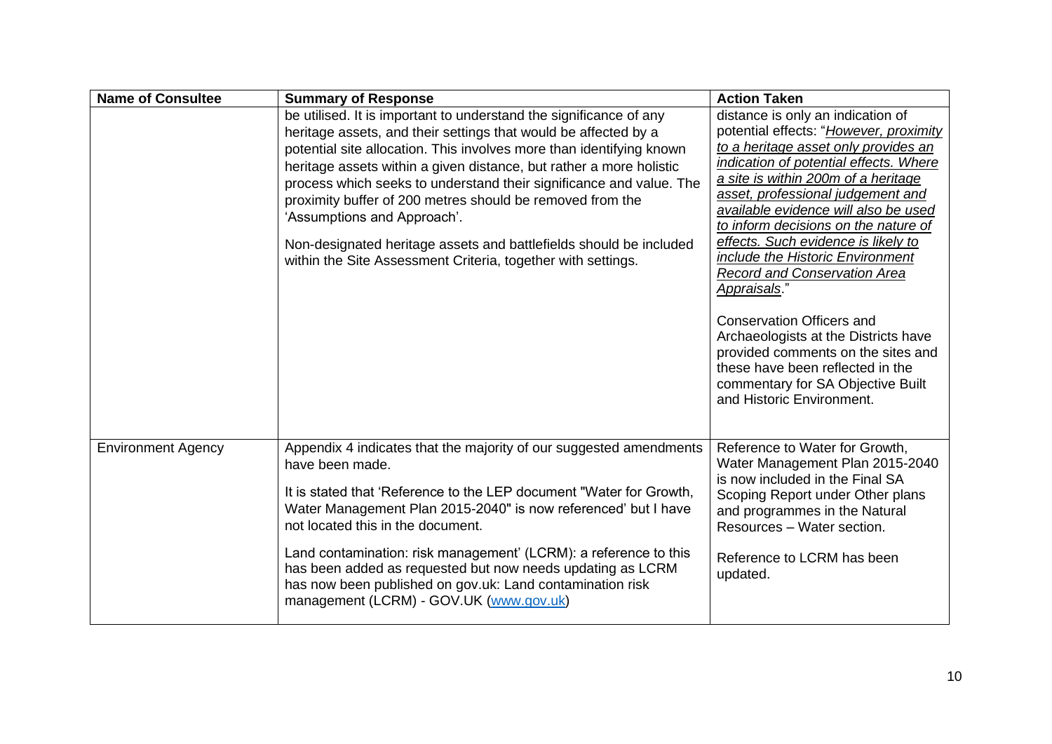| Name of Consultee | Summary of Response | Action Taken |
|---|---|---|
| | be utilised. It is important to understand the significance of any heritage assets, and their settings that would be affected by a potential site allocation. This involves more than identifying known heritage assets within a given distance, but rather a more holistic process which seeks to understand their significance and value. The proximity buffer of 200 metres should be removed from the 'Assumptions and Approach'.<br><br>Non-designated heritage assets and battlefields should be included within the Site Assessment Criteria, together with settings. | distance is only an indication of potential effects: "*<u>However, proximity to a heritage asset only provides an indication of potential effects. Where a site is within 200m of a heritage asset, professional judgement and available evidence will also be used to inform decisions on the nature of effects. Such evidence is likely to include the Historic Environment Record and Conservation Area Appraisals</u>*."<br><br>Conservation Officers and Archaeologists at the Districts have provided comments on the sites and these have been reflected in the commentary for SA Objective Built and Historic Environment. |
| Environment Agency | Appendix 4 indicates that the majority of our suggested amendments have been made.<br><br>It is stated that 'Reference to the LEP document "Water for Growth, Water Management Plan 2015-2040" is now referenced' but I have not located this in the document.<br><br>Land contamination: risk management' (LCRM): a reference to this has been added as requested but now needs updating as LCRM has now been published on gov.uk: Land contamination risk management (LCRM) - GOV.UK ([www.gov.uk](www.gov.uk)) | Reference to Water for Growth, Water Management Plan 2015-2040 is now included in the Final SA Scoping Report under Other plans and programmes in the Natural Resources – Water section.<br><br>Reference to LCRM has been updated. |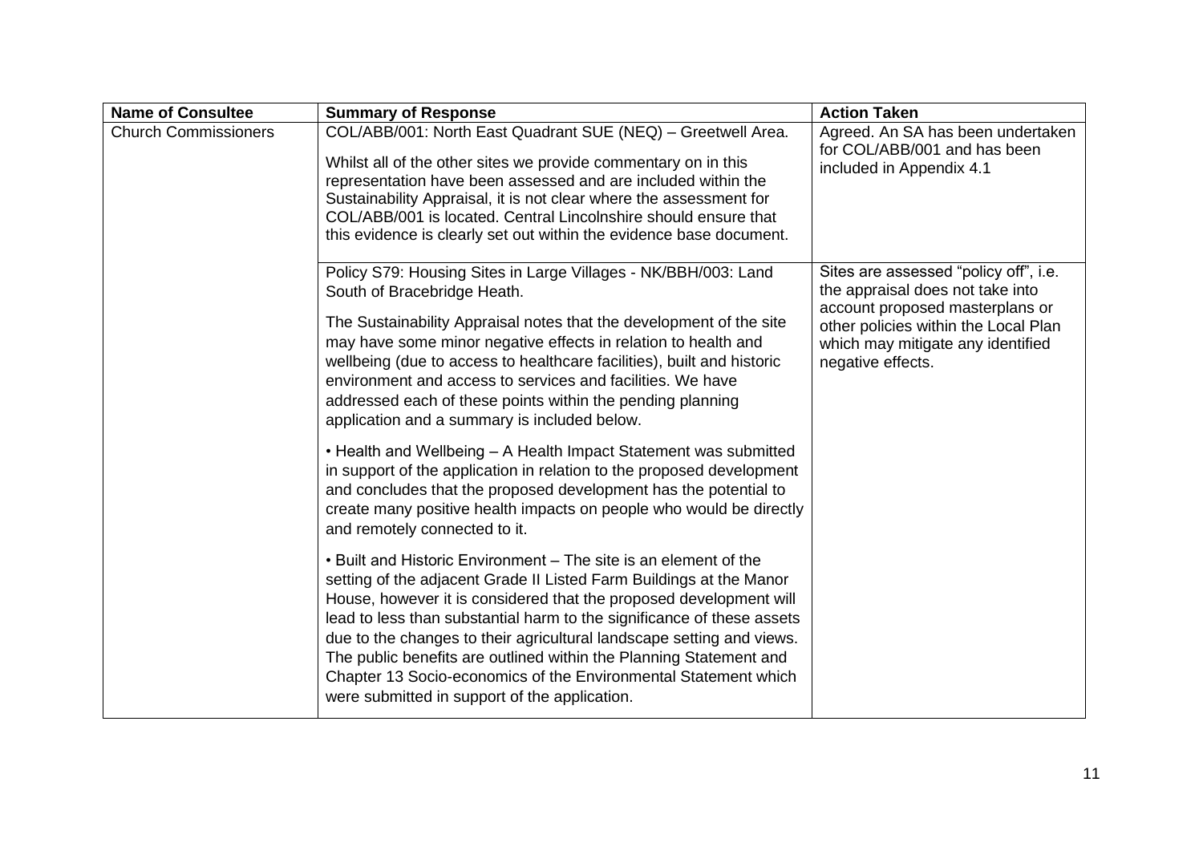| Name of Consultee | Summary of Response | Action Taken |
|---|---|---|
| Church Commissioners | COL/ABB/001: North East Quadrant SUE (NEQ) – Greetwell Area.<br><br>Whilst all of the other sites we provide commentary on in this representation have been assessed and are included within the Sustainability Appraisal, it is not clear where the assessment for COL/ABB/001 is located. Central Lincolnshire should ensure that this evidence is clearly set out within the evidence base document. | Agreed. An SA has been undertaken for COL/ABB/001 and has been included in Appendix 4.1 |
| | Policy S79: Housing Sites in Large Villages - NK/BBH/003: Land South of Bracebridge Heath.<br><br>The Sustainability Appraisal notes that the development of the site may have some minor negative effects in relation to health and wellbeing (due to access to healthcare facilities), built and historic environment and access to services and facilities. We have addressed each of these points within the pending planning application and a summary is included below.<br><br>• Health and Wellbeing – A Health Impact Statement was submitted in support of the application in relation to the proposed development and concludes that the proposed development has the potential to create many positive health impacts on people who would be directly and remotely connected to it.<br><br>• Built and Historic Environment – The site is an element of the setting of the adjacent Grade II Listed Farm Buildings at the Manor House, however it is considered that the proposed development will lead to less than substantial harm to the significance of these assets due to the changes to their agricultural landscape setting and views. The public benefits are outlined within the Planning Statement and Chapter 13 Socio-economics of the Environmental Statement which were submitted in support of the application. | Sites are assessed "policy off", i.e. the appraisal does not take into account proposed masterplans or other policies within the Local Plan which may mitigate any identified negative effects. |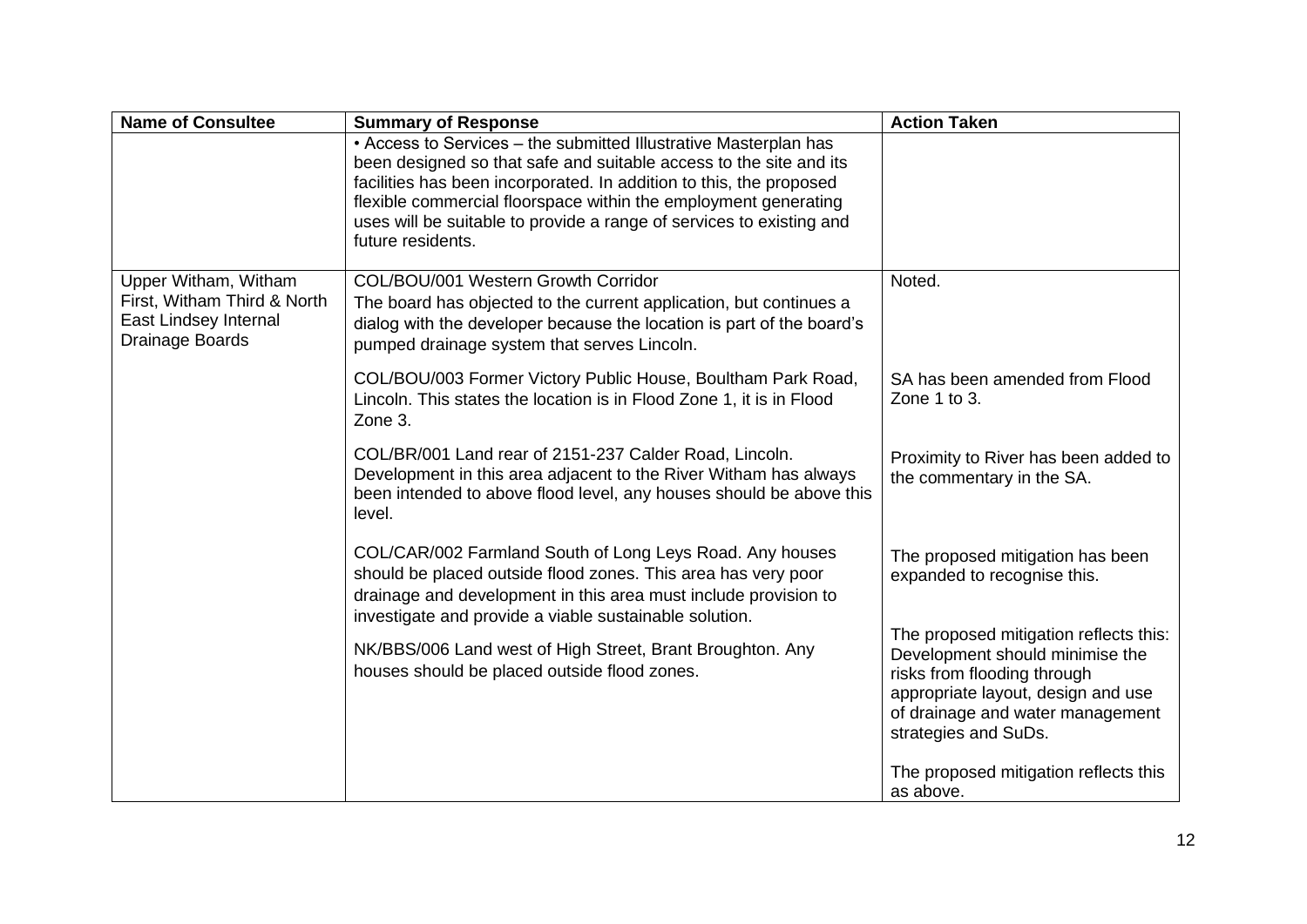| Name of Consultee | Summary of Response | Action Taken |
|---|---|---|
| | • Access to Services – the submitted Illustrative Masterplan has been designed so that safe and suitable access to the site and its facilities has been incorporated. In addition to this, the proposed flexible commercial floorspace within the employment generating uses will be suitable to provide a range of services to existing and future residents. | |
| Upper Witham, Witham First, Witham Third & North East Lindsey Internal Drainage Boards | COL/BOU/001 Western Growth Corridor<br>The board has objected to the current application, but continues a dialog with the developer because the location is part of the board's pumped drainage system that serves Lincoln. | Noted. |
| | COL/BOU/003 Former Victory Public House, Boultham Park Road, Lincoln. This states the location is in Flood Zone 1, it is in Flood Zone 3. | SA has been amended from Flood Zone 1 to 3. |
| | COL/BR/001 Land rear of 2151-237 Calder Road, Lincoln. Development in this area adjacent to the River Witham has always been intended to above flood level, any houses should be above this level. | Proximity to River has been added to the commentary in the SA. |
| | COL/CAR/002 Farmland South of Long Leys Road. Any houses should be placed outside flood zones. This area has very poor drainage and development in this area must include provision to investigate and provide a viable sustainable solution. | The proposed mitigation has been expanded to recognise this.<br><br>The proposed mitigation reflects this: Development should minimise the risks from flooding through appropriate layout, design and use of drainage and water management strategies and SuDs. |
| | NK/BBS/006 Land west of High Street, Brant Broughton. Any houses should be placed outside flood zones. | The proposed mitigation reflects this as above. |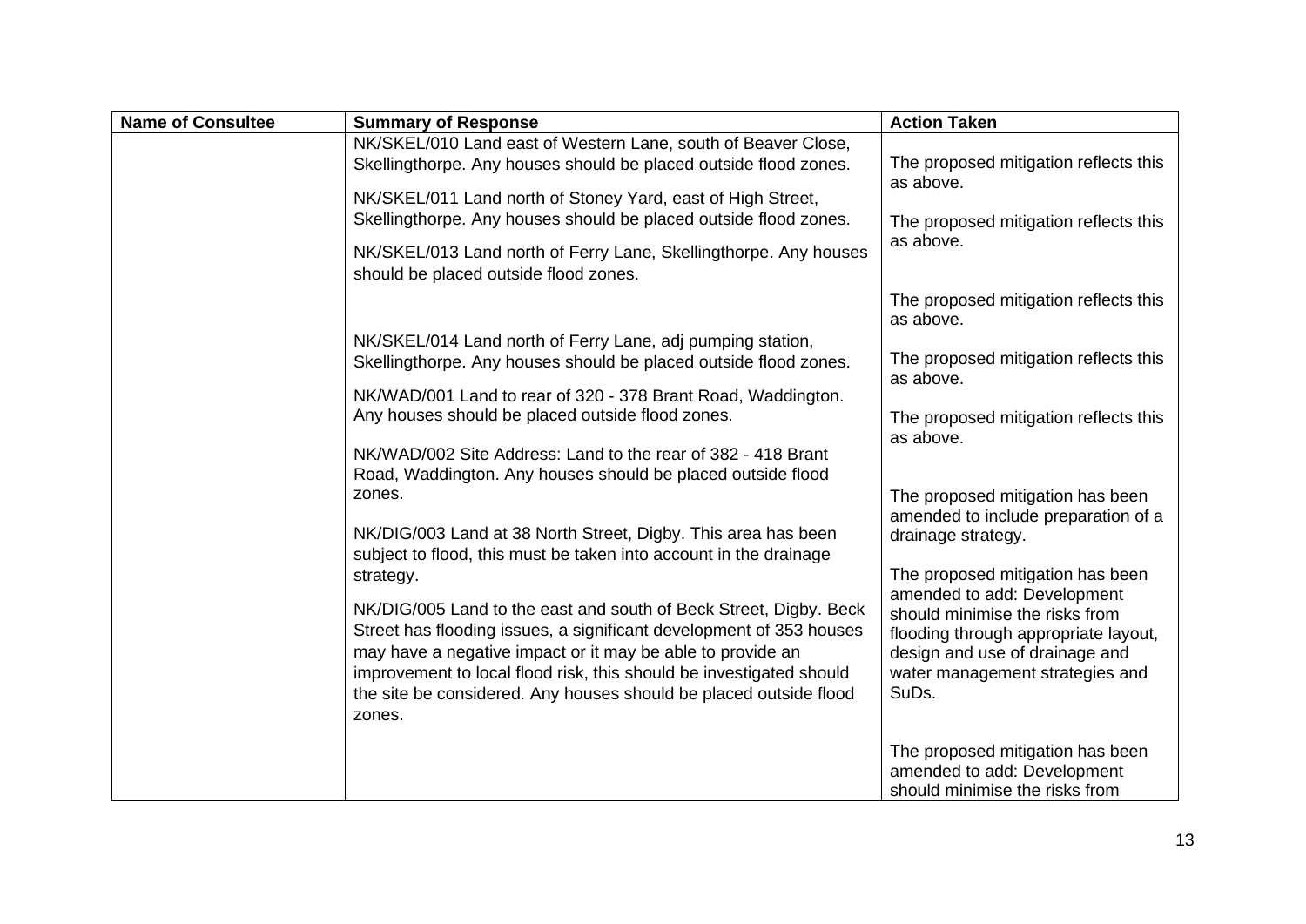| Name of Consultee | Summary of Response | Action Taken |
| --- | --- | --- |
| | NK/SKEL/010 Land east of Western Lane, south of Beaver Close, Skellingthorpe. Any houses should be placed outside flood zones. | The proposed mitigation reflects this as above. |
| | NK/SKEL/011 Land north of Stoney Yard, east of High Street, Skellingthorpe. Any houses should be placed outside flood zones. | The proposed mitigation reflects this as above. |
| | NK/SKEL/013 Land north of Ferry Lane, Skellingthorpe. Any houses should be placed outside flood zones. | The proposed mitigation reflects this as above. |
| | NK/SKEL/014 Land north of Ferry Lane, adj pumping station, Skellingthorpe. Any houses should be placed outside flood zones. | The proposed mitigation reflects this as above. |
| | NK/WAD/001 Land to rear of 320 - 378 Brant Road, Waddington. Any houses should be placed outside flood zones. | The proposed mitigation reflects this as above. |
| | NK/WAD/002 Site Address: Land to the rear of 382 - 418 Brant Road, Waddington. Any houses should be placed outside flood zones. | The proposed mitigation has been amended to include preparation of a drainage strategy. |
| | NK/DIG/003 Land at 38 North Street, Digby. This area has been subject to flood, this must be taken into account in the drainage strategy. | The proposed mitigation has been amended to add: Development should minimise the risks from flooding through appropriate layout, design and use of drainage and water management strategies and SuDs. |
| | NK/DIG/005 Land to the east and south of Beck Street, Digby. Beck Street has flooding issues, a significant development of 353 houses may have a negative impact or it may be able to provide an improvement to local flood risk, this should be investigated should the site be considered. Any houses should be placed outside flood zones. | The proposed mitigation has been amended to add: Development should minimise the risks from |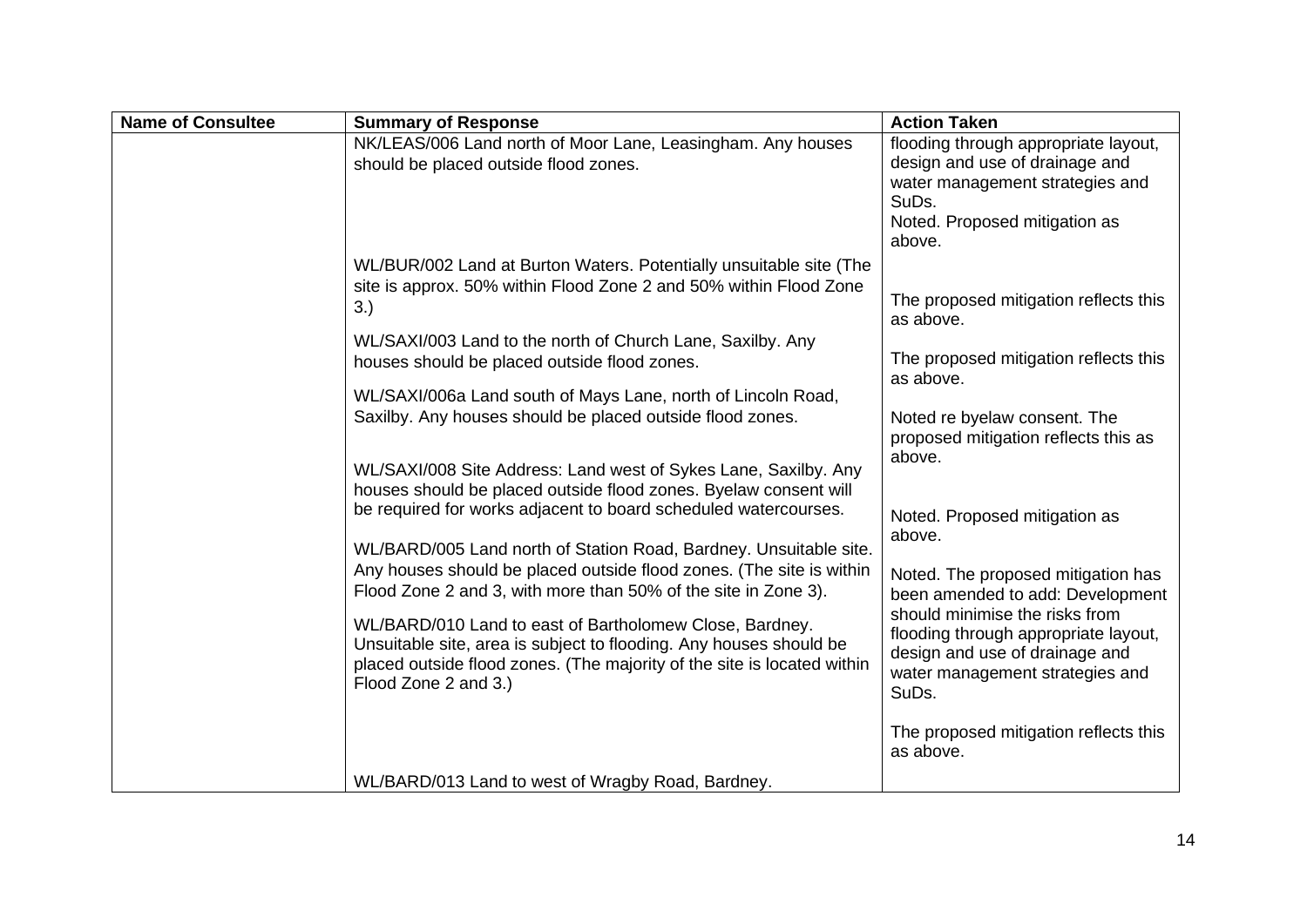| Name of Consultee | Summary of Response | Action Taken |
|---|---|---|
| | NK/LEAS/006 Land north of Moor Lane, Leasingham. Any houses should be placed outside flood zones. | flooding through appropriate layout, design and use of drainage and water management strategies and SuDs.<br>Noted. Proposed mitigation as above. |
| | WL/BUR/002 Land at Burton Waters. Potentially unsuitable site (The site is approx. 50% within Flood Zone 2 and 50% within Flood Zone 3.) | The proposed mitigation reflects this as above. |
| | WL/SAXI/003 Land to the north of Church Lane, Saxilby. Any houses should be placed outside flood zones. | The proposed mitigation reflects this as above. |
| | WL/SAXI/006a Land south of Mays Lane, north of Lincoln Road, Saxilby. Any houses should be placed outside flood zones. | Noted re byelaw consent. The proposed mitigation reflects this as above. |
| | WL/SAXI/008 Site Address: Land west of Sykes Lane, Saxilby. Any houses should be placed outside flood zones. Byelaw consent will be required for works adjacent to board scheduled watercourses. | Noted. Proposed mitigation as above. |
| | WL/BARD/005 Land north of Station Road, Bardney. Unsuitable site. Any houses should be placed outside flood zones. (The site is within Flood Zone 2 and 3, with more than 50% of the site in Zone 3). | Noted. The proposed mitigation has been amended to add: Development should minimise the risks from flooding through appropriate layout, design and use of drainage and water management strategies and SuDs. |
| | WL/BARD/010 Land to east of Bartholomew Close, Bardney. Unsuitable site, area is subject to flooding. Any houses should be placed outside flood zones. (The majority of the site is located within Flood Zone 2 and 3.) | The proposed mitigation reflects this as above. |
| | WL/BARD/013 Land to west of Wragby Road, Bardney. | |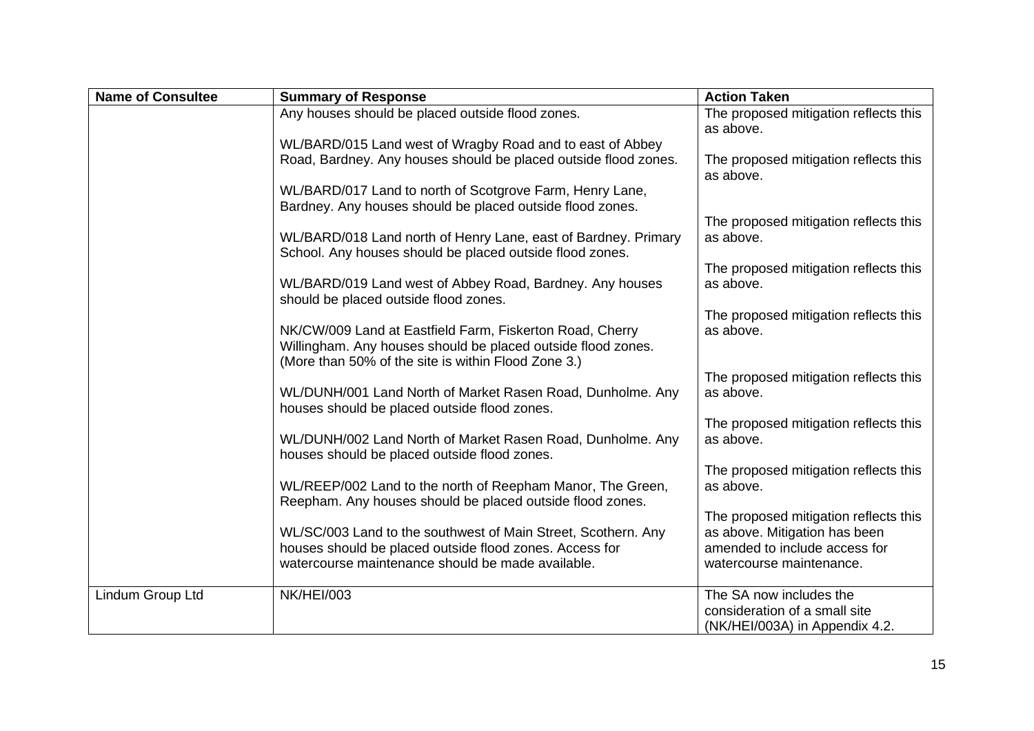| Name of Consultee | Summary of Response | Action Taken |
|---|---|---|
| | Any houses should be placed outside flood zones. | The proposed mitigation reflects this as above. |
| | WL/BARD/015 Land west of Wragby Road and to east of Abbey Road, Bardney. Any houses should be placed outside flood zones. | The proposed mitigation reflects this as above. |
| | WL/BARD/017 Land to north of Scotgrove Farm, Henry Lane, Bardney. Any houses should be placed outside flood zones. | The proposed mitigation reflects this as above. |
| | WL/BARD/018 Land north of Henry Lane, east of Bardney. Primary School. Any houses should be placed outside flood zones. | The proposed mitigation reflects this as above. |
| | WL/BARD/019 Land west of Abbey Road, Bardney. Any houses should be placed outside flood zones. | The proposed mitigation reflects this as above. |
| | NK/CW/009 Land at Eastfield Farm, Fiskerton Road, Cherry Willingham. Any houses should be placed outside flood zones. (More than 50% of the site is within Flood Zone 3.) | The proposed mitigation reflects this as above. |
| | WL/DUNH/001 Land North of Market Rasen Road, Dunholme. Any houses should be placed outside flood zones. | The proposed mitigation reflects this as above. |
| | WL/DUNH/002 Land North of Market Rasen Road, Dunholme. Any houses should be placed outside flood zones. | The proposed mitigation reflects this as above. |
| | WL/REEP/002 Land to the north of Reepham Manor, The Green, Reepham. Any houses should be placed outside flood zones. | The proposed mitigation reflects this as above. |
| | WL/SC/003 Land to the southwest of Main Street, Scothern. Any houses should be placed outside flood zones. Access for watercourse maintenance should be made available. | The proposed mitigation reflects this as above. Mitigation has been amended to include access for watercourse maintenance. |
| Lindum Group Ltd | NK/HEI/003 | The SA now includes the consideration of a small site (NK/HEI/003A) in Appendix 4.2. |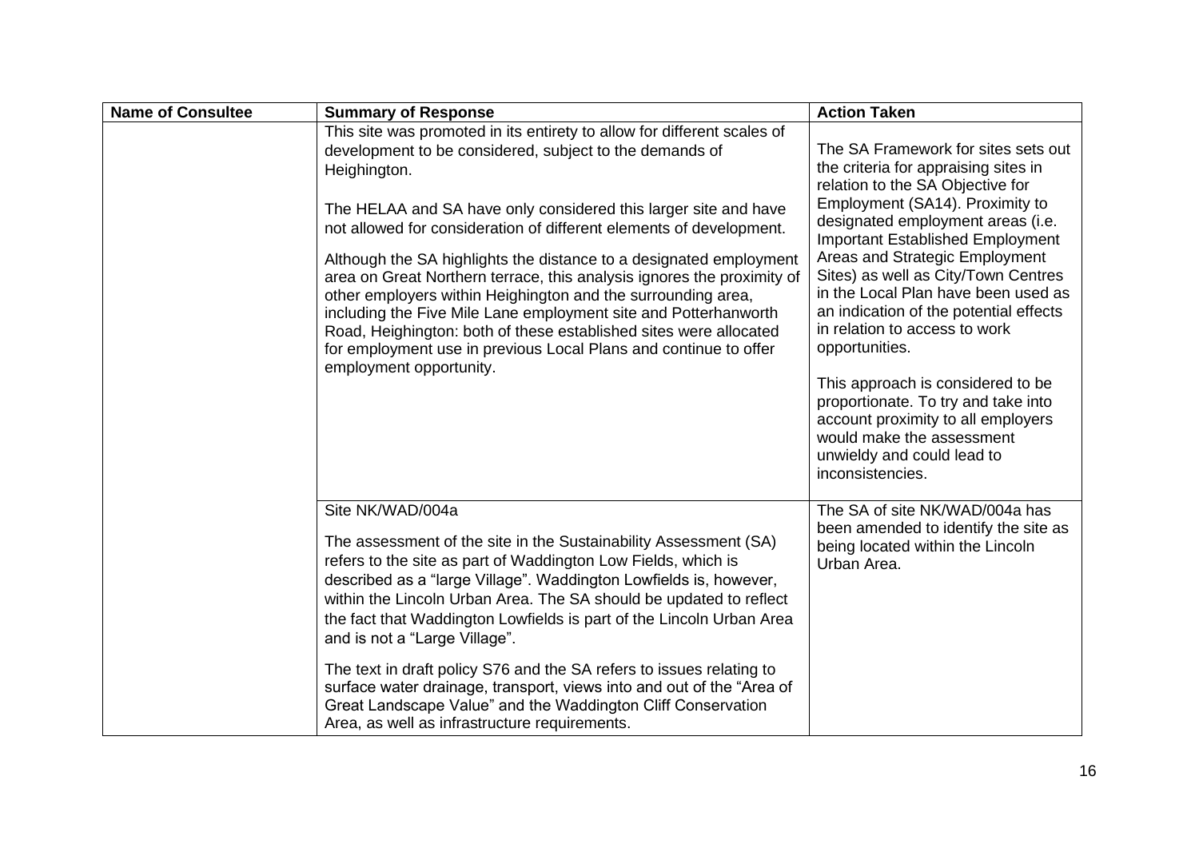| Name of Consultee | Summary of Response | Action Taken |
|---|---|---|
| | This site was promoted in its entirety to allow for different scales of development to be considered, subject to the demands of Heighington.<br><br>The HELAA and SA have only considered this larger site and have not allowed for consideration of different elements of development.<br><br>Although the SA highlights the distance to a designated employment area on Great Northern terrace, this analysis ignores the proximity of other employers within Heighington and the surrounding area, including the Five Mile Lane employment site and Potterhanworth Road, Heighington: both of these established sites were allocated for employment use in previous Local Plans and continue to offer employment opportunity. | The SA Framework for sites sets out the criteria for appraising sites in relation to the SA Objective for Employment (SA14). Proximity to designated employment areas (i.e. Important Established Employment Areas and Strategic Employment Sites) as well as City/Town Centres in the Local Plan have been used as an indication of the potential effects in relation to access to work opportunities.<br><br>This approach is considered to be proportionate. To try and take into account proximity to all employers would make the assessment unwieldy and could lead to inconsistencies. |
| | Site NK/WAD/004a<br><br>The assessment of the site in the Sustainability Assessment (SA) refers to the site as part of Waddington Low Fields, which is described as a "large Village". Waddington Lowfields is, however, within the Lincoln Urban Area. The SA should be updated to reflect the fact that Waddington Lowfields is part of the Lincoln Urban Area and is not a "Large Village".<br><br>The text in draft policy S76 and the SA refers to issues relating to surface water drainage, transport, views into and out of the "Area of Great Landscape Value" and the Waddington Cliff Conservation Area, as well as infrastructure requirements. | The SA of site NK/WAD/004a has been amended to identify the site as being located within the Lincoln Urban Area. |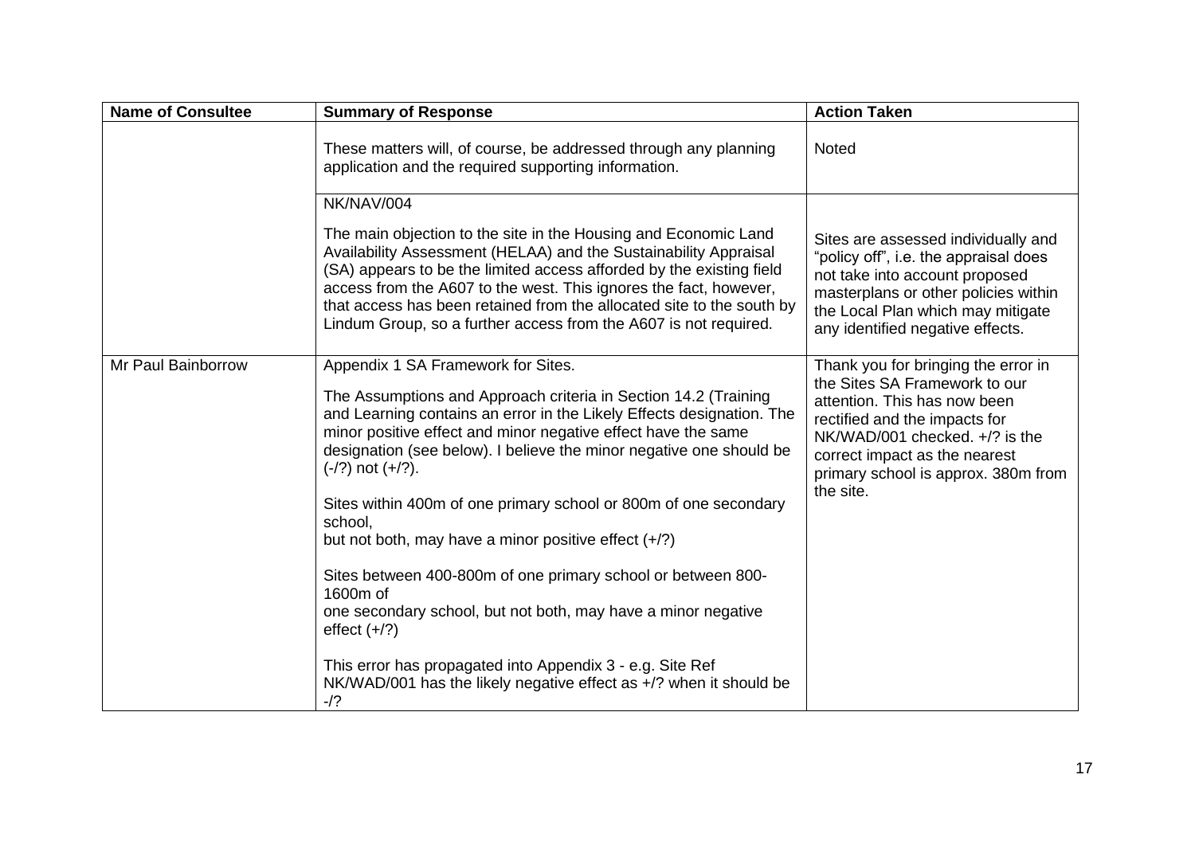| Name of Consultee | Summary of Response | Action Taken |
|---|---|---|
| | These matters will, of course, be addressed through any planning application and the required supporting information. | Noted |
| | NK/NAV/004<br><br>The main objection to the site in the Housing and Economic Land Availability Assessment (HELAA) and the Sustainability Appraisal (SA) appears to be the limited access afforded by the existing field access from the A607 to the west. This ignores the fact, however, that access has been retained from the allocated site to the south by Lindum Group, so a further access from the A607 is not required. | Sites are assessed individually and "policy off", i.e. the appraisal does not take into account proposed masterplans or other policies within the Local Plan which may mitigate any identified negative effects. |
| Mr Paul Bainborrow | Appendix 1 SA Framework for Sites.<br><br>The Assumptions and Approach criteria in Section 14.2 (Training and Learning contains an error in the Likely Effects designation. The minor positive effect and minor negative effect have the same designation (see below). I believe the minor negative one should be (-/?) not (+/?).<br><br>Sites within 400m of one primary school or 800m of one secondary school,<br>but not both, may have a minor positive effect (+/?)<br><br>Sites between 400-800m of one primary school or between 800-1600m of<br>one secondary school, but not both, may have a minor negative effect (+/?)<br><br>This error has propagated into Appendix 3 - e.g. Site Ref NK/WAD/001 has the likely negative effect as +/? when it should be -/? | Thank you for bringing the error in the Sites SA Framework to our attention. This has now been rectified and the impacts for NK/WAD/001 checked. +/? is the correct impact as the nearest primary school is approx. 380m from the site. |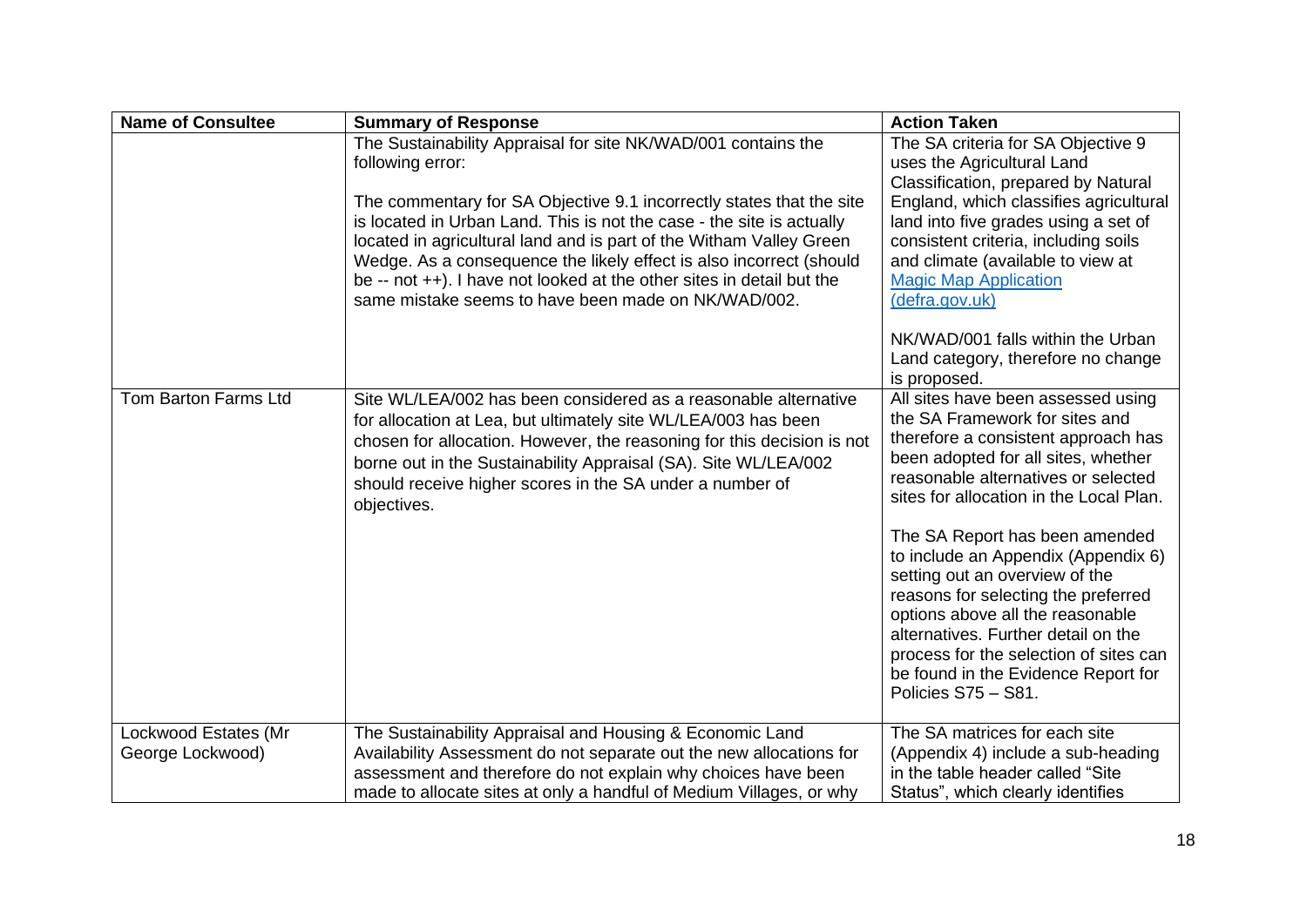| Name of Consultee | Summary of Response | Action Taken |
| --- | --- | --- |
| | The Sustainability Appraisal for site NK/WAD/001 contains the following error:<br><br>The commentary for SA Objective 9.1 incorrectly states that the site is located in Urban Land. This is not the case - the site is actually located in agricultural land and is part of the Witham Valley Green Wedge. As a consequence the likely effect is also incorrect (should be -- not ++). I have not looked at the other sites in detail but the same mistake seems to have been made on NK/WAD/002. | The SA criteria for SA Objective 9 uses the Agricultural Land Classification, prepared by Natural England, which classifies agricultural land into five grades using a set of consistent criteria, including soils and climate (available to view at [Magic Map Application (defra.gov.uk)](Magic Map Application (defra.gov.uk))<br><br>NK/WAD/001 falls within the Urban Land category, therefore no change is proposed. |
| Tom Barton Farms Ltd | Site WL/LEA/002 has been considered as a reasonable alternative for allocation at Lea, but ultimately site WL/LEA/003 has been chosen for allocation. However, the reasoning for this decision is not borne out in the Sustainability Appraisal (SA). Site WL/LEA/002 should receive higher scores in the SA under a number of objectives. | All sites have been assessed using the SA Framework for sites and therefore a consistent approach has been adopted for all sites, whether reasonable alternatives or selected sites for allocation in the Local Plan.<br><br>The SA Report has been amended to include an Appendix (Appendix 6) setting out an overview of the reasons for selecting the preferred options above all the reasonable alternatives. Further detail on the process for the selection of sites can be found in the Evidence Report for Policies S75 – S81. |
| Lockwood Estates (Mr George Lockwood) | The Sustainability Appraisal and Housing & Economic Land Availability Assessment do not separate out the new allocations for assessment and therefore do not explain why choices have been made to allocate sites at only a handful of Medium Villages, or why | The SA matrices for each site (Appendix 4) include a sub-heading in the table header called "Site Status", which clearly identifies |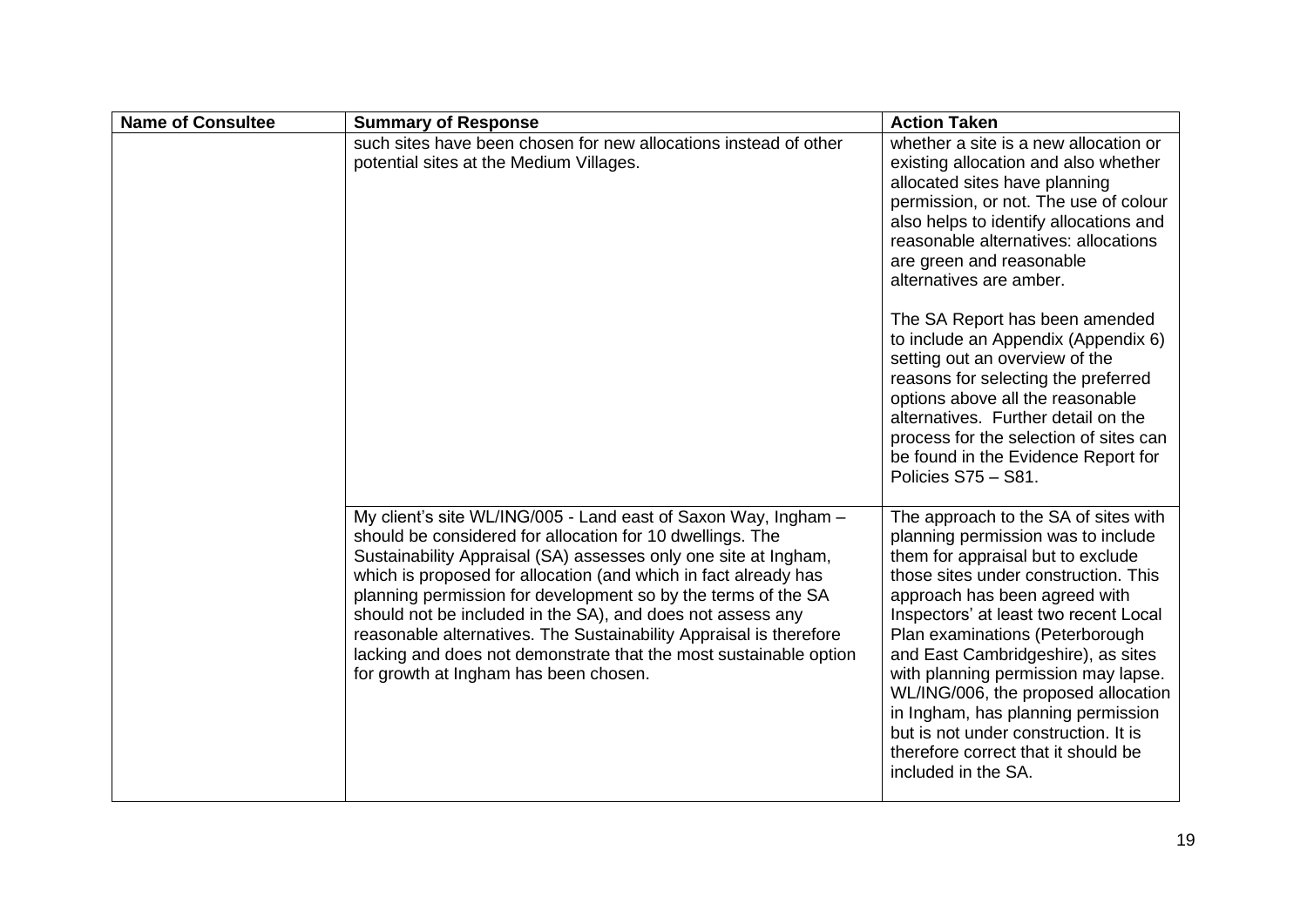| Name of Consultee | Summary of Response | Action Taken |
| --- | --- | --- |
| | such sites have been chosen for new allocations instead of other potential sites at the Medium Villages. | whether a site is a new allocation or existing allocation and also whether allocated sites have planning permission, or not. The use of colour also helps to identify allocations and reasonable alternatives: allocations are green and reasonable alternatives are amber.<br><br>The SA Report has been amended to include an Appendix (Appendix 6) setting out an overview of the reasons for selecting the preferred options above all the reasonable alternatives. Further detail on the process for the selection of sites can be found in the Evidence Report for Policies S75 – S81. |
| | My client's site WL/ING/005 - Land east of Saxon Way, Ingham – should be considered for allocation for 10 dwellings. The Sustainability Appraisal (SA) assesses only one site at Ingham, which is proposed for allocation (and which in fact already has planning permission for development so by the terms of the SA should not be included in the SA), and does not assess any reasonable alternatives. The Sustainability Appraisal is therefore lacking and does not demonstrate that the most sustainable option for growth at Ingham has been chosen. | The approach to the SA of sites with planning permission was to include them for appraisal but to exclude those sites under construction. This approach has been agreed with Inspectors' at least two recent Local Plan examinations (Peterborough and East Cambridgeshire), as sites with planning permission may lapse. WL/ING/006, the proposed allocation in Ingham, has planning permission but is not under construction. It is therefore correct that it should be included in the SA. |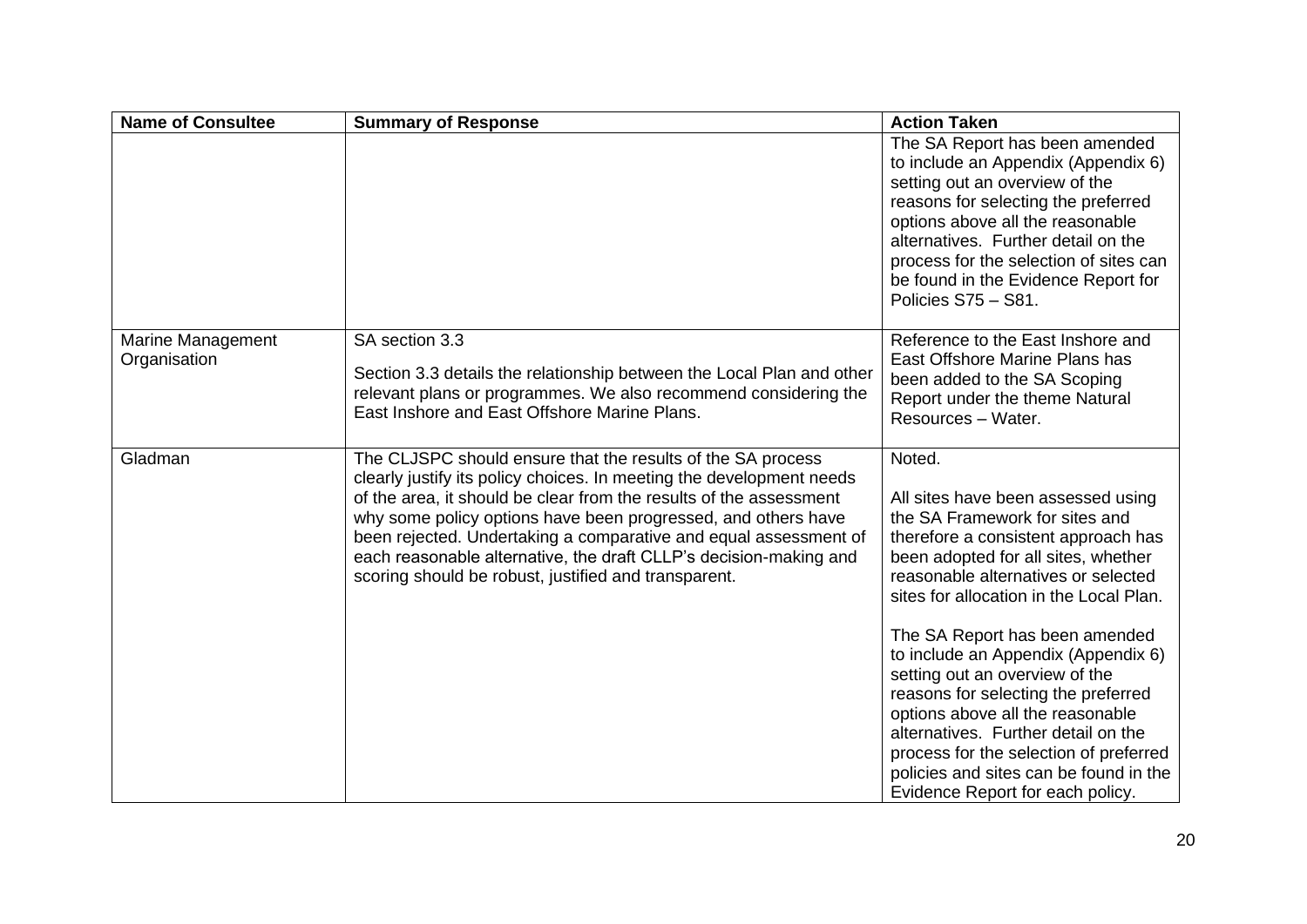| Name of Consultee | Summary of Response | Action Taken |
|---|---|---|
| | | The SA Report has been amended to include an Appendix (Appendix 6) setting out an overview of the reasons for selecting the preferred options above all the reasonable alternatives. Further detail on the process for the selection of sites can be found in the Evidence Report for Policies S75 – S81. |
| Marine Management Organisation | SA section 3.3<br><br>Section 3.3 details the relationship between the Local Plan and other relevant plans or programmes. We also recommend considering the East Inshore and East Offshore Marine Plans. | Reference to the East Inshore and East Offshore Marine Plans has been added to the SA Scoping Report under the theme Natural Resources – Water. |
| Gladman | The CLJSPC should ensure that the results of the SA process clearly justify its policy choices. In meeting the development needs of the area, it should be clear from the results of the assessment why some policy options have been progressed, and others have been rejected. Undertaking a comparative and equal assessment of each reasonable alternative, the draft CLLP's decision-making and scoring should be robust, justified and transparent. | Noted.<br><br>All sites have been assessed using the SA Framework for sites and therefore a consistent approach has been adopted for all sites, whether reasonable alternatives or selected sites for allocation in the Local Plan.<br><br>The SA Report has been amended to include an Appendix (Appendix 6) setting out an overview of the reasons for selecting the preferred options above all the reasonable alternatives. Further detail on the process for the selection of preferred policies and sites can be found in the Evidence Report for each policy. |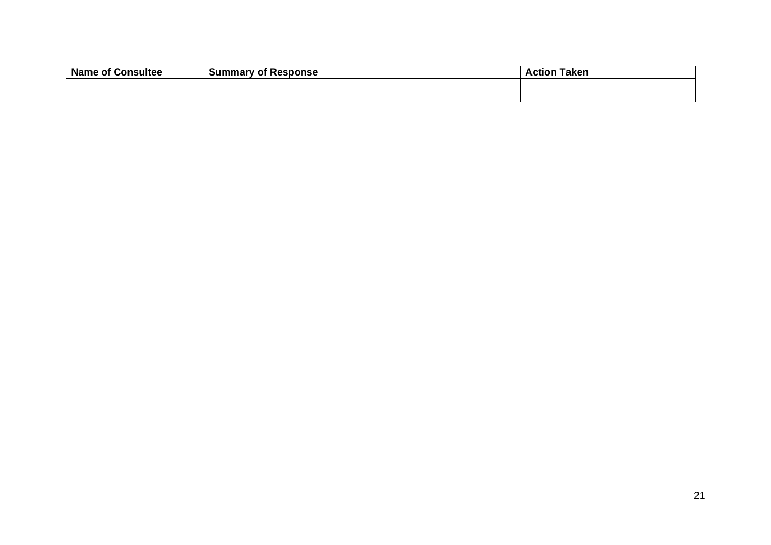| Name of Consultee | Summary of Response | Action Taken |
|---|---|---|
| | | |